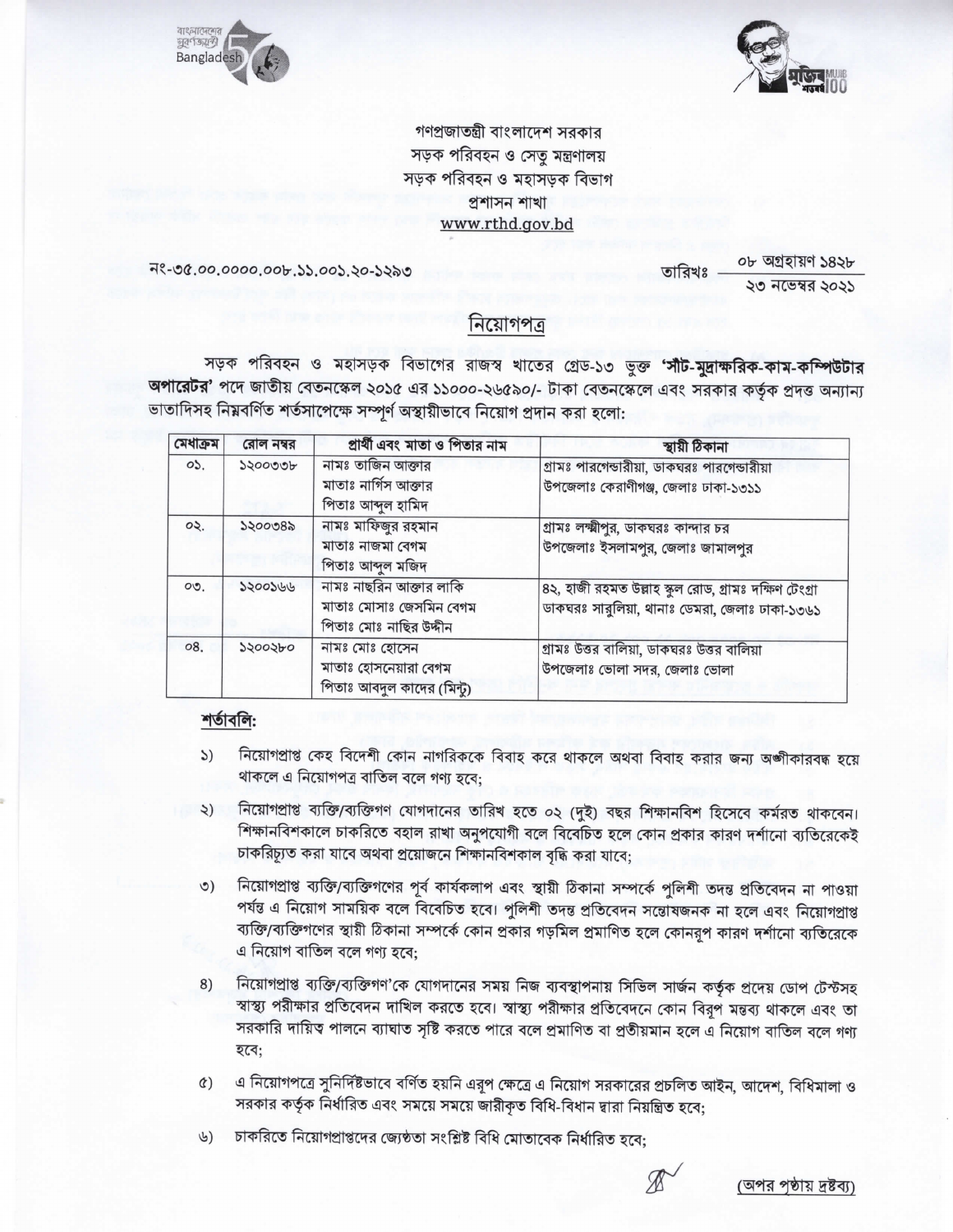গণপ্রজাতন্ত্রী বাংলাদেশ সরকার
সড়ক পরিবহন ও সেতু মন্ত্রণালয়
সড়ক পরিবহন ও মহাসড়ক বিভাগ
প্রশাসন শাখা
www.rthd.gov.bd

নং-৩৫.০০.০০০০.০০৮.১১.০০১.২০-১২৯৩

তারিখঃ ০৮ অগ্রহায়ণ ১৪২৮
২৩ নভেম্বর ২০২১

## নিয়োগপত্র

সড়ক পরিবহন ও মহাসড়ক বিভাগের রাজস্ব খাতের গ্রেড-১৩ ভুক্ত **'সাঁট-মুদ্রাক্ষরিক-কাম-কম্পিউটার অপারেটর'** পদে জাতীয় বেতনস্কেল ২০১৫ এর ১১০০০-২৬৫৯০/- টাকা বেতনস্কেলে এবং সরকার কর্তৃক প্রদত্ত অন্যান্য ভাতাদিসহ নিম্নবর্ণিত শর্তসাপেক্ষে সম্পূর্ণ অস্থায়ীভাবে নিয়োগ প্রদান করা হলো:

| মেধাক্রম | রোল নম্বর | প্রার্থী এবং মাতা ও পিতার নাম | স্থায়ী ঠিকানা |
|---|---|---|---|
| ০১. | ১২০০৩৩৮ | নামঃ তাজিন আক্তার<br>মাতাঃ নার্গিস আক্তার<br>পিতাঃ আব্দুল হামিদ | গ্রামঃ পারগেন্ডারীয়া, ডাকঘরঃ পারগেন্ডারীয়া<br>উপজেলাঃ কেরাণীগঞ্জ, জেলাঃ ঢাকা-১৩১১ |
| ০২. | ১২০০৩৪৯ | নামঃ মাফিজুর রহমান<br>মাতাঃ নাজমা বেগম<br>পিতাঃ আব্দুল মজিদ | গ্রামঃ লক্ষীপুর, ডাকঘরঃ কান্দার চর<br>উপজেলাঃ ইসলামপুর, জেলাঃ জামালপুর |
| ০৩. | ১২০০১৬৬ | নামঃ নাছরিন আক্তার লাকি<br>মাতাঃ মোসাঃ জেসমিন বেগম<br>পিতাঃ মোঃ নাছির উদ্দীন | ৪২, হাজী রহমত উল্লাহ স্কুল রোড, গ্রামঃ দক্ষিণ টেংগ্রা<br>ডাকঘরঃ সারুলিয়া, থানাঃ ডেমরা, জেলাঃ ঢাকা-১৩৬১ |
| ০৪. | ১২০০২৮০ | নামঃ মোঃ হোসেন<br>মাতাঃ হোসনেয়ারা বেগম<br>পিতাঃ আবদুল কাদের (মিন্টু) | গ্রামঃ উত্তর বালিয়া, ডাকঘরঃ উত্তর বালিয়া<br>উপজেলাঃ ভোলা সদর, জেলাঃ ভোলা |

**শর্তাবলি:**

১) নিয়োগপ্রাপ্ত কেহ বিদেশী কোন নাগরিককে বিবাহ করে থাকলে অথবা বিবাহ করার জন্য অঙ্গীকারবদ্ধ হয়ে থাকলে এ নিয়োগপত্র বাতিল বলে গণ্য হবে;

২) নিয়োগপ্রাপ্ত ব্যক্তি/ব্যক্তিগণ যোগদানের তারিখ হতে ০২ (দুই) বছর শিক্ষানবিশ হিসেবে কর্মরত থাকবেন। শিক্ষানবিশকালে চাকরিতে বহাল রাখা অনুপযোগী বলে বিবেচিত হলে কোন প্রকার কারণ দর্শানো ব্যতিরেকেই চাকরিচ্যুত করা যাবে অথবা প্রয়োজনে শিক্ষানবিশকাল বৃদ্ধি করা যাবে;

৩) নিয়োগপ্রাপ্ত ব্যক্তি/ব্যক্তিগণের পূর্ব কার্যকলাপ এবং স্থায়ী ঠিকানা সম্পর্কে পুলিশী তদন্ত প্রতিবেদন না পাওয়া পর্যন্ত এ নিয়োগ সাময়িক বলে বিবেচিত হবে। পুলিশী তদন্ত প্রতিবেদন সন্তোষজনক না হলে এবং নিয়োগপ্রাপ্ত ব্যক্তি/ব্যক্তিগণের স্থায়ী ঠিকানা সম্পর্কে কোন প্রকার গড়মিল প্রমাণিত হলে কোনরূপ কারণ দর্শানো ব্যতিরেকে এ নিয়োগ বাতিল বলে গণ্য হবে;

৪) নিয়োগপ্রাপ্ত ব্যক্তি/ব্যক্তিগণ'কে যোগদানের সময় নিজ ব্যবস্থাপনায় সিভিল সার্জন কর্তৃক প্রদেয় ডোপ টেস্টসহ স্বাস্থ্য পরীক্ষার প্রতিবেদন দাখিল করতে হবে। স্বাস্থ্য পরীক্ষার প্রতিবেদনে কোন বিরূপ মন্তব্য থাকলে এবং তা সরকারি দায়িত্ব পালনে ব্যাঘাত সৃষ্টি করতে পারে বলে প্রমাণিত বা প্রতীয়মান হলে এ নিয়োগ বাতিল বলে গণ্য হবে;

৫) এ নিয়োগপত্রে সুনির্দিষ্টভাবে বর্ণিত হয়নি এরূপ ক্ষেত্রে এ নিয়োগ সরকারের প্রচলিত আইন, আদেশ, বিধিমালা ও সরকার কর্তৃক নির্ধারিত এবং সময়ে সময়ে জারীকৃত বিধি-বিধান দ্বারা নিয়ন্ত্রিত হবে;

৬) চাকরিতে নিয়োগপ্রাপ্তদের জ্যেষ্ঠতা সংশ্লিষ্ট বিধি মোতাবেক নির্ধারিত হবে;

(অপর পৃষ্ঠায় দ্রষ্টব্য)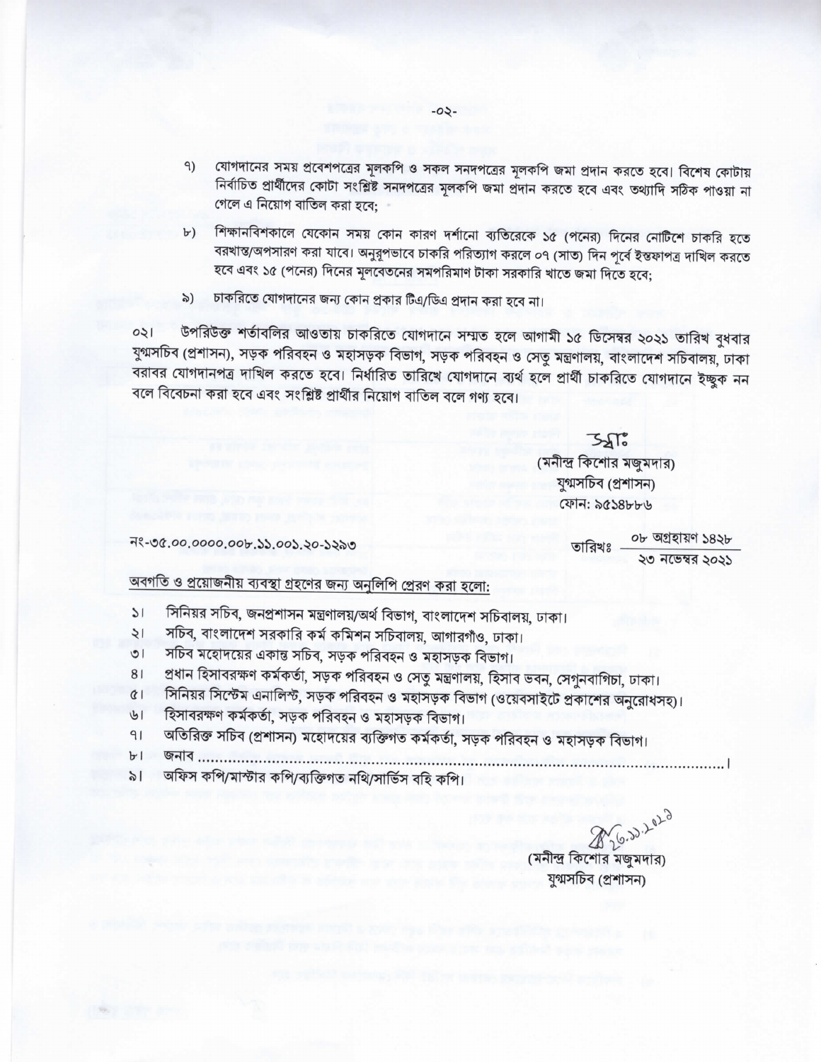৭) যোগদানের সময় প্রবেশপত্রের মূলকপি ও সকল সনদপত্রের মূলকপি জমা প্রদান করতে হবে। বিশেষ কোটায় নির্বাচিত প্রার্থীদের কোটা সংশ্লিষ্ট সনদপত্রের মূলকপি জমা প্রদান করতে হবে এবং তথ্যাদি সঠিক পাওয়া না গেলে এ নিয়োগ বাতিল করা হবে;

৮) শিক্ষানবিশকালে যেকোন সময় কোন কারণ দর্শানো ব্যতিরেকে ১৫ (পনের) দিনের নোটিশে চাকরি হতে বরখাস্ত/অপসারণ করা যাবে। অনুরূপভাবে চাকরি পরিত্যাগ করলে ০৭ (সাত) দিন পূর্বে ইস্তফাপত্র দাখিল করতে হবে এবং ১৫ (পনের) দিনের মূলবেতনের সমপরিমাণ টাকা সরকারি খাতে জমা দিতে হবে;

৯) চাকরিতে যোগদানের জন্য কোন প্রকার টিএ/ডিএ প্রদান করা হবে না।

০২। উপরিউক্ত শর্তাবলির আওতায় চাকরিতে যোগদানে সম্মত হলে আগামী ১৫ ডিসেম্বর ২০২১ তারিখ বুধবার যুগ্মসচিব (প্রশাসন), সড়ক পরিবহন ও মহাসড়ক বিভাগ, সড়ক পরিবহন ও সেতু মন্ত্রণালয়, বাংলাদেশ সচিবালয়, ঢাকা বরাবর যোগদানপত্র দাখিল করতে হবে। নির্ধারিত তারিখে যোগদানে ব্যর্থ হলে প্রার্থী চাকরিতে যোগদানে ইচ্ছুক নন বলে বিবেচনা করা হবে এবং সংশ্লিষ্ট প্রার্থীর নিয়োগ বাতিল বলে গণ্য হবে।

স্বাঃ
(মনীন্দ্র কিশোর মজুমদার)
যুগ্মসচিব (প্রশাসন)
ফোন: ৯৫১৪৮৮৬

নং-৩৫.০০.০০০০.০০৮.১১.০০১.২০-১২৯৩

তারিখঃ ০৮ অগ্রহায়ণ ১৪২৮ / ২৩ নভেম্বর ২০২১

অবগতি ও প্রয়োজনীয় ব্যবস্থা গ্রহণের জন্য অনুলিপি প্রেরণ করা হলো:

১। সিনিয়র সচিব, জনপ্রশাসন মন্ত্রণালয়/অর্থ বিভাগ, বাংলাদেশ সচিবালয়, ঢাকা।
২। সচিব, বাংলাদেশ সরকারি কর্ম কমিশন সচিবালয়, আগারগাঁও, ঢাকা।
৩। সচিব মহোদয়ের একান্ত সচিব, সড়ক পরিবহন ও মহাসড়ক বিভাগ।
৪। প্রধান হিসাবরক্ষণ কর্মকর্তা, সড়ক পরিবহন ও সেতু মন্ত্রণালয়, হিসাব ভবন, সেগুনবাগিচা, ঢাকা।
৫। সিনিয়র সিস্টেম এনালিস্ট, সড়ক পরিবহন ও মহাসড়ক বিভাগ (ওয়েবসাইটে প্রকাশের অনুরোধসহ)।
৬। হিসাবরক্ষণ কর্মকর্তা, সড়ক পরিবহন ও মহাসড়ক বিভাগ।
৭। অতিরিক্ত সচিব (প্রশাসন) মহোদয়ের ব্যক্তিগত কর্মকর্তা, সড়ক পরিবহন ও মহাসড়ক বিভাগ।
৮। জনাব ......................................................................................................।
৯। অফিস কপি/মাস্টার কপি/ব্যক্তিগত নথি/সার্ভিস বহি কপি।

২৬.১১.২০২১
(মনীন্দ্র কিশোর মজুমদার)
যুগ্মসচিব (প্রশাসন)